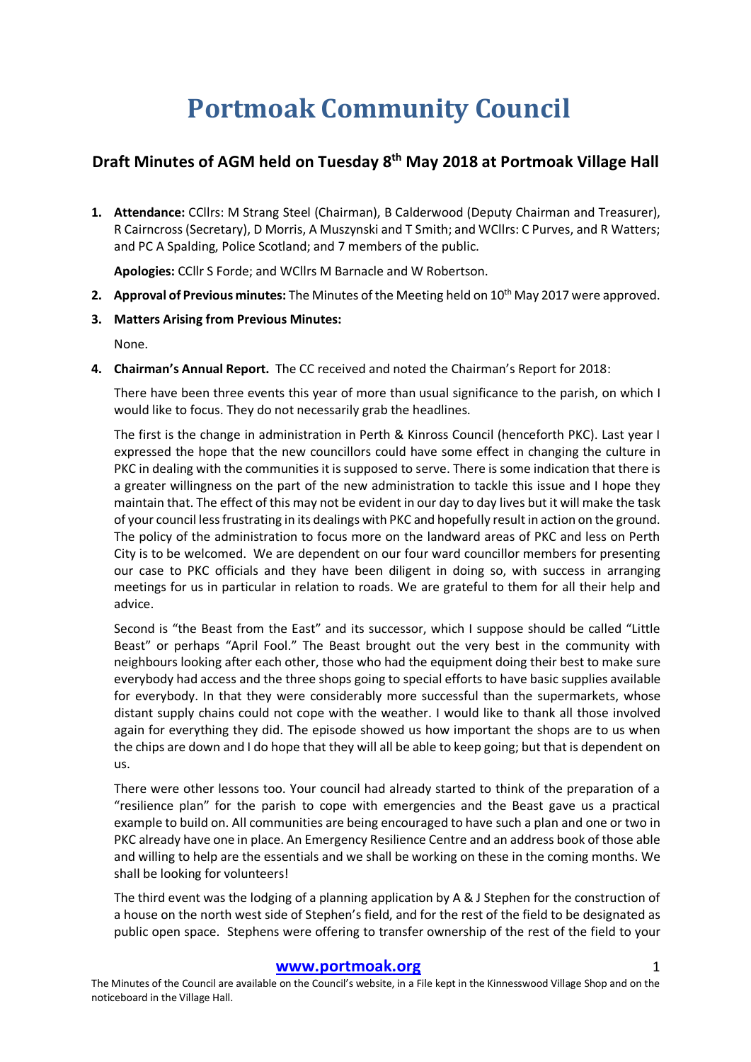# Portmoak Community Council

## Draft Minutes of AGM held on Tuesday 8th May 2018 at Portmoak Village Hall

1. **Attendance:** CCllrs: M Strang Steel (Chairman), B Calderwood (Deputy Chairman and Treasurer), R Cairncross (Secretary), D Morris, A Muszynski and T Smith; and WCllrs: C Purves, and R Watters; and PC A Spalding, Police Scotland; and 7 members of the public.

   **Apologies:** CCllr S Forde; and WCllrs M Barnacle and W Robertson.

2. **Approval of Previous minutes:** The Minutes of the Meeting held on 10th May 2017 were approved.

3. **Matters Arising from Previous Minutes:**

   None.

4. **Chairman's Annual Report.** The CC received and noted the Chairman's Report for 2018:

   There have been three events this year of more than usual significance to the parish, on which I would like to focus. They do not necessarily grab the headlines.

   The first is the change in administration in Perth & Kinross Council (henceforth PKC). Last year I expressed the hope that the new councillors could have some effect in changing the culture in PKC in dealing with the communities it is supposed to serve. There is some indication that there is a greater willingness on the part of the new administration to tackle this issue and I hope they maintain that. The effect of this may not be evident in our day to day lives but it will make the task of your council less frustrating in its dealings with PKC and hopefully result in action on the ground. The policy of the administration to focus more on the landward areas of PKC and less on Perth City is to be welcomed. We are dependent on our four ward councillor members for presenting our case to PKC officials and they have been diligent in doing so, with success in arranging meetings for us in particular in relation to roads. We are grateful to them for all their help and advice.

   Second is "the Beast from the East" and its successor, which I suppose should be called "Little Beast" or perhaps "April Fool." The Beast brought out the very best in the community with neighbours looking after each other, those who had the equipment doing their best to make sure everybody had access and the three shops going to special efforts to have basic supplies available for everybody. In that they were considerably more successful than the supermarkets, whose distant supply chains could not cope with the weather. I would like to thank all those involved again for everything they did. The episode showed us how important the shops are to us when the chips are down and I do hope that they will all be able to keep going; but that is dependent on us.

   There were other lessons too. Your council had already started to think of the preparation of a "resilience plan" for the parish to cope with emergencies and the Beast gave us a practical example to build on. All communities are being encouraged to have such a plan and one or two in PKC already have one in place. An Emergency Resilience Centre and an address book of those able and willing to help are the essentials and we shall be working on these in the coming months. We shall be looking for volunteers!

   The third event was the lodging of a planning application by A & J Stephen for the construction of a house on the north west side of Stephen's field, and for the rest of the field to be designated as public open space. Stephens were offering to transfer ownership of the rest of the field to your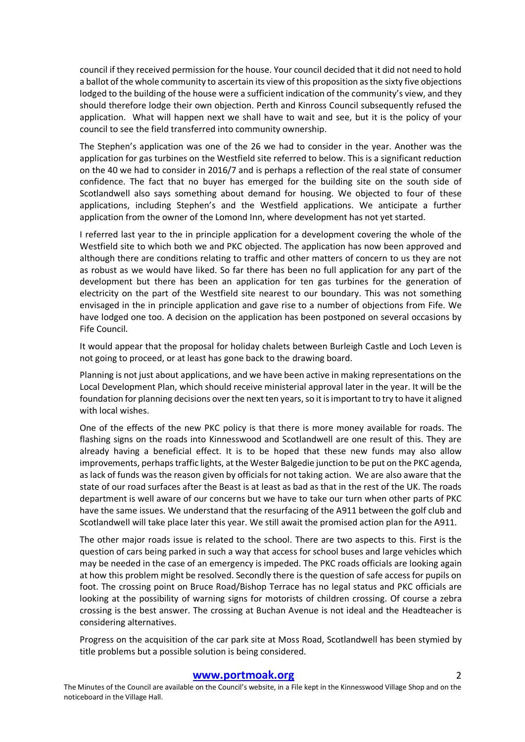council if they received permission for the house. Your council decided that it did not need to hold a ballot of the whole community to ascertain its view of this proposition as the sixty five objections lodged to the building of the house were a sufficient indication of the community's view, and they should therefore lodge their own objection. Perth and Kinross Council subsequently refused the application. What will happen next we shall have to wait and see, but it is the policy of your council to see the field transferred into community ownership.

The Stephen's application was one of the 26 we had to consider in the year. Another was the application for gas turbines on the Westfield site referred to below. This is a significant reduction on the 40 we had to consider in 2016/7 and is perhaps a reflection of the real state of consumer confidence. The fact that no buyer has emerged for the building site on the south side of Scotlandwell also says something about demand for housing. We objected to four of these applications, including Stephen's and the Westfield applications. We anticipate a further application from the owner of the Lomond Inn, where development has not yet started.

I referred last year to the in principle application for a development covering the whole of the Westfield site to which both we and PKC objected. The application has now been approved and although there are conditions relating to traffic and other matters of concern to us they are not as robust as we would have liked. So far there has been no full application for any part of the development but there has been an application for ten gas turbines for the generation of electricity on the part of the Westfield site nearest to our boundary. This was not something envisaged in the in principle application and gave rise to a number of objections from Fife. We have lodged one too. A decision on the application has been postponed on several occasions by Fife Council.

It would appear that the proposal for holiday chalets between Burleigh Castle and Loch Leven is not going to proceed, or at least has gone back to the drawing board.

Planning is not just about applications, and we have been active in making representations on the Local Development Plan, which should receive ministerial approval later in the year. It will be the foundation for planning decisions over the next ten years, so it is important to try to have it aligned with local wishes.

One of the effects of the new PKC policy is that there is more money available for roads. The flashing signs on the roads into Kinnesswood and Scotlandwell are one result of this. They are already having a beneficial effect. It is to be hoped that these new funds may also allow improvements, perhaps traffic lights, at the Wester Balgedie junction to be put on the PKC agenda, as lack of funds was the reason given by officials for not taking action. We are also aware that the state of our road surfaces after the Beast is at least as bad as that in the rest of the UK. The roads department is well aware of our concerns but we have to take our turn when other parts of PKC have the same issues. We understand that the resurfacing of the A911 between the golf club and Scotlandwell will take place later this year. We still await the promised action plan for the A911.

The other major roads issue is related to the school. There are two aspects to this. First is the question of cars being parked in such a way that access for school buses and large vehicles which may be needed in the case of an emergency is impeded. The PKC roads officials are looking again at how this problem might be resolved. Secondly there is the question of safe access for pupils on foot. The crossing point on Bruce Road/Bishop Terrace has no legal status and PKC officials are looking at the possibility of warning signs for motorists of children crossing. Of course a zebra crossing is the best answer. The crossing at Buchan Avenue is not ideal and the Headteacher is considering alternatives.

Progress on the acquisition of the car park site at Moss Road, Scotlandwell has been stymied by title problems but a possible solution is being considered.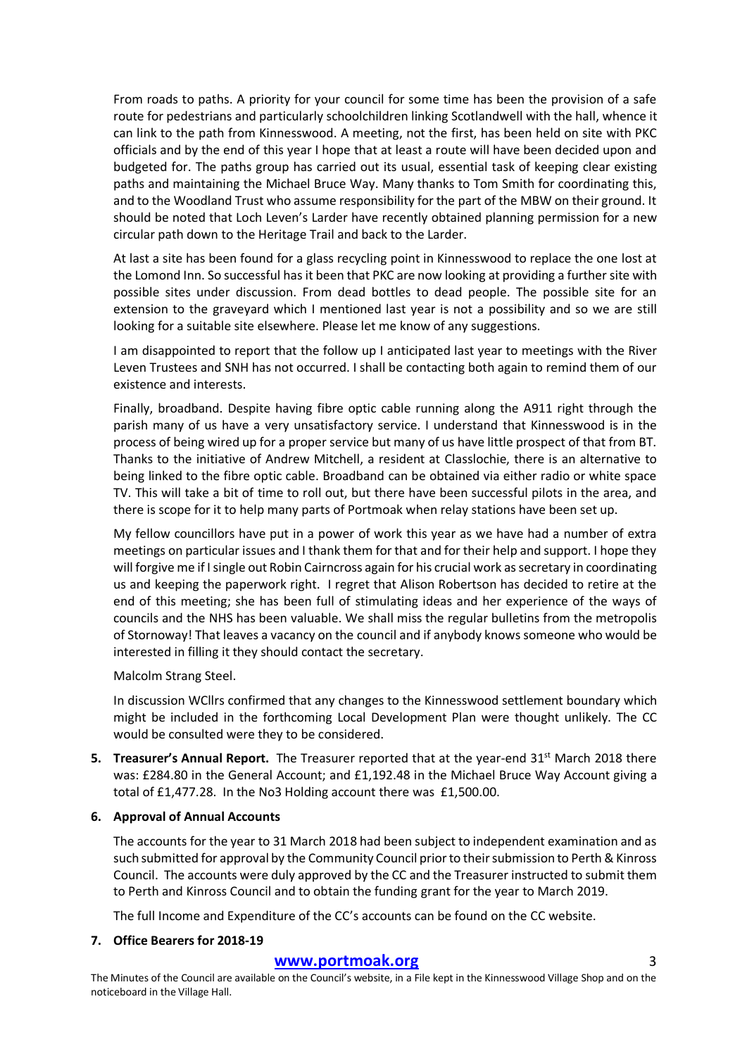From roads to paths. A priority for your council for some time has been the provision of a safe route for pedestrians and particularly schoolchildren linking Scotlandwell with the hall, whence it can link to the path from Kinnesswood. A meeting, not the first, has been held on site with PKC officials and by the end of this year I hope that at least a route will have been decided upon and budgeted for. The paths group has carried out its usual, essential task of keeping clear existing paths and maintaining the Michael Bruce Way. Many thanks to Tom Smith for coordinating this, and to the Woodland Trust who assume responsibility for the part of the MBW on their ground. It should be noted that Loch Leven's Larder have recently obtained planning permission for a new circular path down to the Heritage Trail and back to the Larder.

At last a site has been found for a glass recycling point in Kinnesswood to replace the one lost at the Lomond Inn. So successful has it been that PKC are now looking at providing a further site with possible sites under discussion. From dead bottles to dead people. The possible site for an extension to the graveyard which I mentioned last year is not a possibility and so we are still looking for a suitable site elsewhere. Please let me know of any suggestions.

I am disappointed to report that the follow up I anticipated last year to meetings with the River Leven Trustees and SNH has not occurred. I shall be contacting both again to remind them of our existence and interests.

Finally, broadband. Despite having fibre optic cable running along the A911 right through the parish many of us have a very unsatisfactory service. I understand that Kinnesswood is in the process of being wired up for a proper service but many of us have little prospect of that from BT. Thanks to the initiative of Andrew Mitchell, a resident at Classlochie, there is an alternative to being linked to the fibre optic cable. Broadband can be obtained via either radio or white space TV. This will take a bit of time to roll out, but there have been successful pilots in the area, and there is scope for it to help many parts of Portmoak when relay stations have been set up.

My fellow councillors have put in a power of work this year as we have had a number of extra meetings on particular issues and I thank them for that and for their help and support. I hope they will forgive me if I single out Robin Cairncross again for his crucial work as secretary in coordinating us and keeping the paperwork right. I regret that Alison Robertson has decided to retire at the end of this meeting; she has been full of stimulating ideas and her experience of the ways of councils and the NHS has been valuable. We shall miss the regular bulletins from the metropolis of Stornoway! That leaves a vacancy on the council and if anybody knows someone who would be interested in filling it they should contact the secretary.

Malcolm Strang Steel.

In discussion WCllrs confirmed that any changes to the Kinnesswood settlement boundary which might be included in the forthcoming Local Development Plan were thought unlikely. The CC would be consulted were they to be considered.

5. **Treasurer's Annual Report.** The Treasurer reported that at the year-end 31st March 2018 there was: £284.80 in the General Account; and £1,192.48 in the Michael Bruce Way Account giving a total of £1,477.28. In the No3 Holding account there was £1,500.00.

6. **Approval of Annual Accounts**

   The accounts for the year to 31 March 2018 had been subject to independent examination and as such submitted for approval by the Community Council prior to their submission to Perth & Kinross Council. The accounts were duly approved by the CC and the Treasurer instructed to submit them to Perth and Kinross Council and to obtain the funding grant for the year to March 2019.

   The full Income and Expenditure of the CC's accounts can be found on the CC website.

7. **Office Bearers for 2018-19**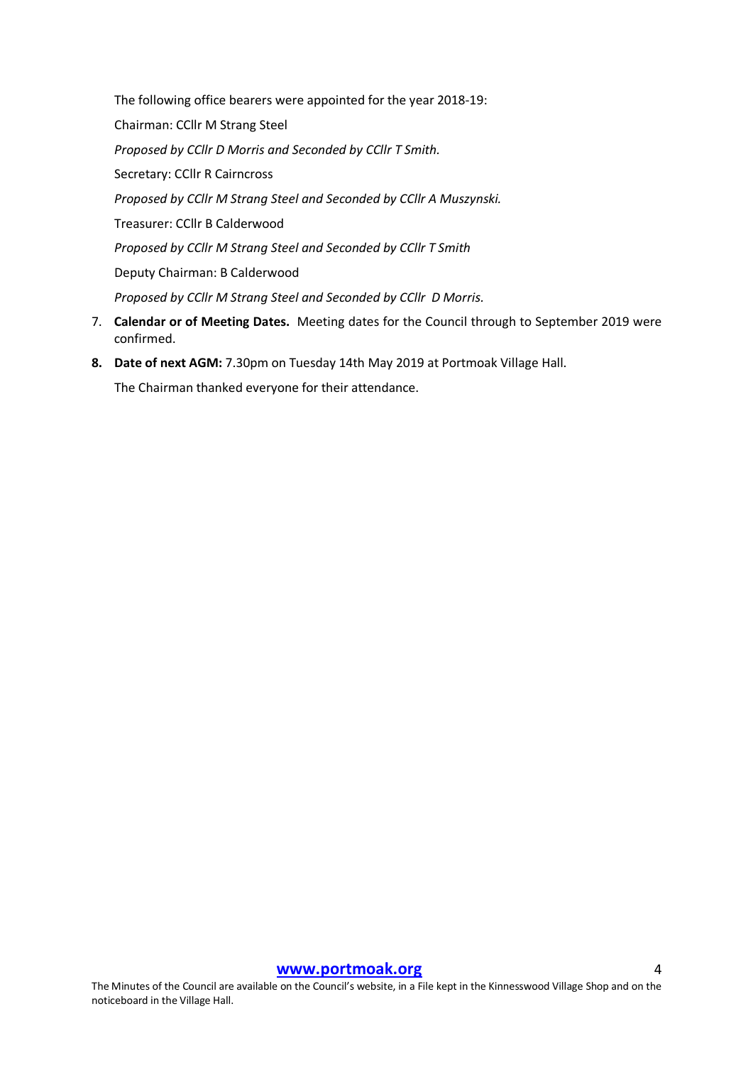The following office bearers were appointed for the year 2018-19:

Chairman: CCllr M Strang Steel

*Proposed by CCllr D Morris and Seconded by CCllr T Smith.*

Secretary: CCllr R Cairncross

*Proposed by CCllr M Strang Steel and Seconded by CCllr A Muszynski.*

Treasurer: CCllr B Calderwood

*Proposed by CCllr M Strang Steel and Seconded by CCllr T Smith*

Deputy Chairman: B Calderwood

*Proposed by CCllr M Strang Steel and Seconded by CCllr D Morris.*

7. **Calendar or of Meeting Dates.** Meeting dates for the Council through to September 2019 were confirmed.
8. **Date of next AGM:** 7.30pm on Tuesday 14th May 2019 at Portmoak Village Hall.

   The Chairman thanked everyone for their attendance.

**www.portmoak.org**

The Minutes of the Council are available on the Council's website, in a File kept in the Kinnesswood Village Shop and on the noticeboard in the Village Hall.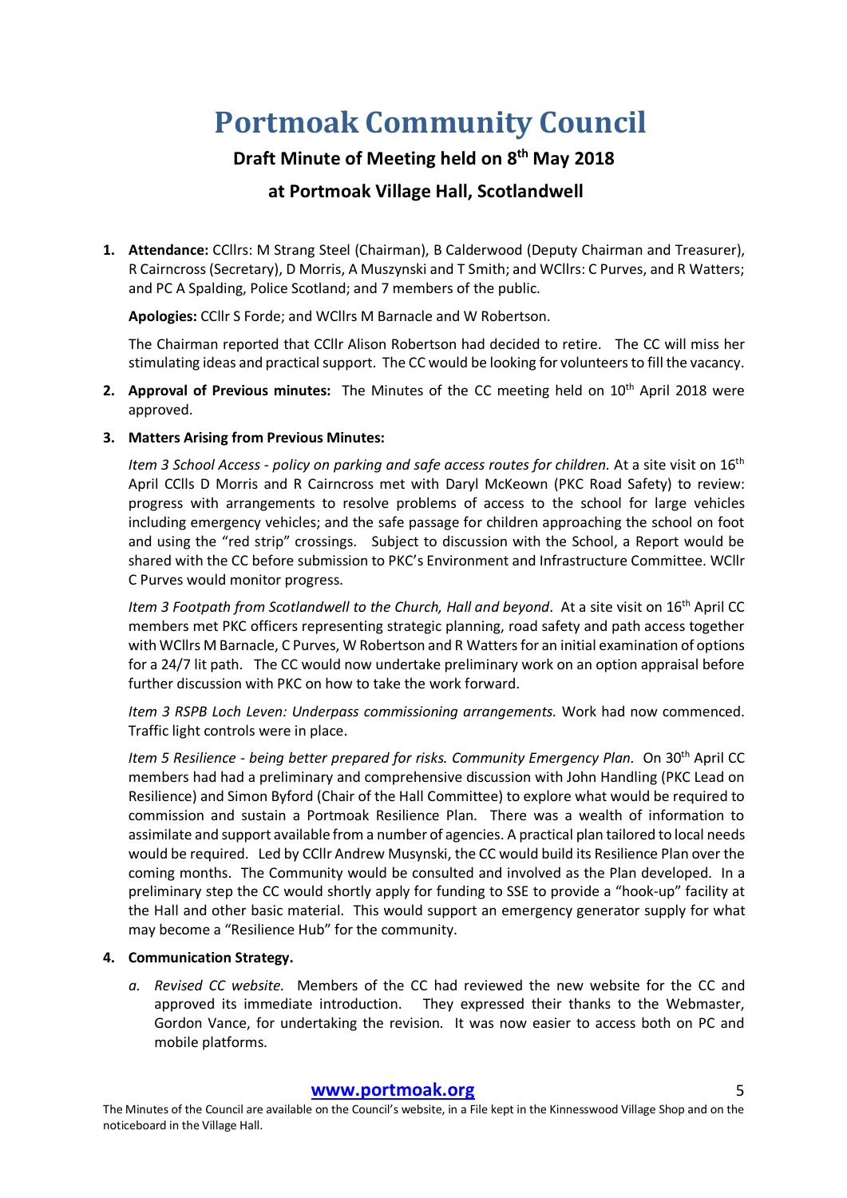# Portmoak Community Council

## Draft Minute of Meeting held on 8th May 2018

## at Portmoak Village Hall, Scotlandwell

1. **Attendance:** CCllrs: M Strang Steel (Chairman), B Calderwood (Deputy Chairman and Treasurer), R Cairncross (Secretary), D Morris, A Muszynski and T Smith; and WCllrs: C Purves, and R Watters; and PC A Spalding, Police Scotland; and 7 members of the public.

   **Apologies:** CCllr S Forde; and WCllrs M Barnacle and W Robertson.

   The Chairman reported that CCllr Alison Robertson had decided to retire. The CC will miss her stimulating ideas and practical support. The CC would be looking for volunteers to fill the vacancy.

2. **Approval of Previous minutes:** The Minutes of the CC meeting held on 10th April 2018 were approved.

3. **Matters Arising from Previous Minutes:**

   *Item 3 School Access - policy on parking and safe access routes for children.* At a site visit on 16th April CCls D Morris and R Cairncross met with Daryl McKeown (PKC Road Safety) to review: progress with arrangements to resolve problems of access to the school for large vehicles including emergency vehicles; and the safe passage for children approaching the school on foot and using the "red strip" crossings. Subject to discussion with the School, a Report would be shared with the CC before submission to PKC's Environment and Infrastructure Committee. WCllr C Purves would monitor progress.

   *Item 3 Footpath from Scotlandwell to the Church, Hall and beyond*. At a site visit on 16th April CC members met PKC officers representing strategic planning, road safety and path access together with WCllrs M Barnacle, C Purves, W Robertson and R Watters for an initial examination of options for a 24/7 lit path. The CC would now undertake preliminary work on an option appraisal before further discussion with PKC on how to take the work forward.

   *Item 3 RSPB Loch Leven: Underpass commissioning arrangements.* Work had now commenced. Traffic light controls were in place.

   *Item 5 Resilience - being better prepared for risks. Community Emergency Plan.* On 30th April CC members had had a preliminary and comprehensive discussion with John Handling (PKC Lead on Resilience) and Simon Byford (Chair of the Hall Committee) to explore what would be required to commission and sustain a Portmoak Resilience Plan. There was a wealth of information to assimilate and support available from a number of agencies. A practical plan tailored to local needs would be required. Led by CCllr Andrew Musynski, the CC would build its Resilience Plan over the coming months. The Community would be consulted and involved as the Plan developed. In a preliminary step the CC would shortly apply for funding to SSE to provide a "hook-up" facility at the Hall and other basic material. This would support an emergency generator supply for what may become a "Resilience Hub" for the community.

4. **Communication Strategy.**

   a. *Revised CC website.* Members of the CC had reviewed the new website for the CC and approved its immediate introduction. They expressed their thanks to the Webmaster, Gordon Vance, for undertaking the revision. It was now easier to access both on PC and mobile platforms.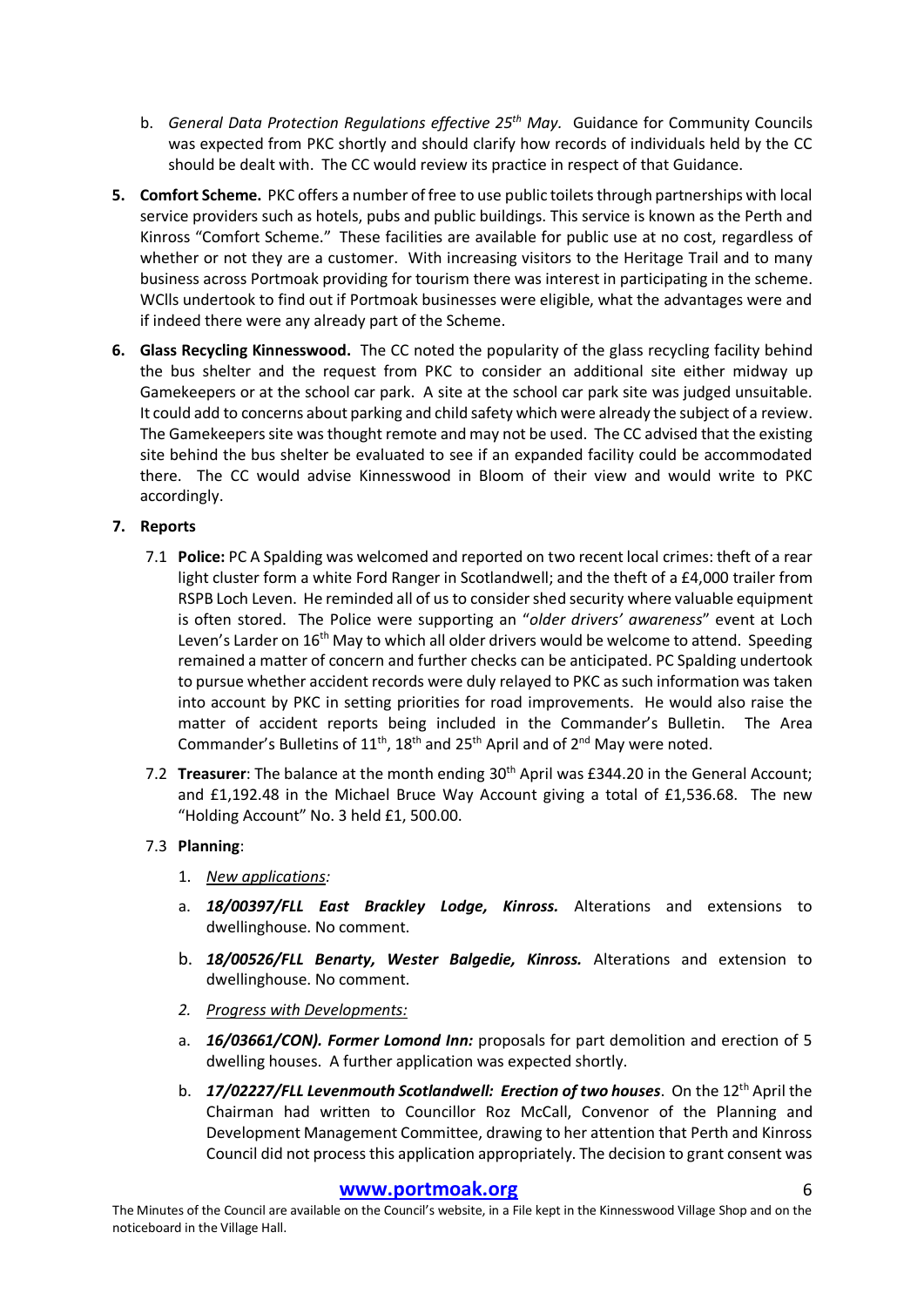b. *General Data Protection Regulations effective 25th May.* Guidance for Community Councils was expected from PKC shortly and should clarify how records of individuals held by the CC should be dealt with. The CC would review its practice in respect of that Guidance.

**5. Comfort Scheme.** PKC offers a number of free to use public toilets through partnerships with local service providers such as hotels, pubs and public buildings. This service is known as the Perth and Kinross "Comfort Scheme." These facilities are available for public use at no cost, regardless of whether or not they are a customer. With increasing visitors to the Heritage Trail and to many business across Portmoak providing for tourism there was interest in participating in the scheme. WClls undertook to find out if Portmoak businesses were eligible, what the advantages were and if indeed there were any already part of the Scheme.

**6. Glass Recycling Kinnesswood.** The CC noted the popularity of the glass recycling facility behind the bus shelter and the request from PKC to consider an additional site either midway up Gamekeepers or at the school car park. A site at the school car park site was judged unsuitable. It could add to concerns about parking and child safety which were already the subject of a review. The Gamekeepers site was thought remote and may not be used. The CC advised that the existing site behind the bus shelter be evaluated to see if an expanded facility could be accommodated there. The CC would advise Kinnesswood in Bloom of their view and would write to PKC accordingly.

**7. Reports**

7.1 **Police:** PC A Spalding was welcomed and reported on two recent local crimes: theft of a rear light cluster form a white Ford Ranger in Scotlandwell; and the theft of a £4,000 trailer from RSPB Loch Leven. He reminded all of us to consider shed security where valuable equipment is often stored. The Police were supporting an "*older drivers' awareness*" event at Loch Leven's Larder on 16th May to which all older drivers would be welcome to attend. Speeding remained a matter of concern and further checks can be anticipated. PC Spalding undertook to pursue whether accident records were duly relayed to PKC as such information was taken into account by PKC in setting priorities for road improvements. He would also raise the matter of accident reports being included in the Commander's Bulletin. The Area Commander's Bulletins of 11th, 18th and 25th April and of 2nd May were noted.

7.2 **Treasurer**: The balance at the month ending 30th April was £344.20 in the General Account; and £1,192.48 in the Michael Bruce Way Account giving a total of £1,536.68. The new "Holding Account" No. 3 held £1, 500.00.

7.3 **Planning**:

1. <u>*New applications:*</u>

a. ***18/00397/FLL East Brackley Lodge, Kinross.*** Alterations and extensions to dwellinghouse. No comment.

b. ***18/00526/FLL Benarty, Wester Balgedie, Kinross.*** Alterations and extension to dwellinghouse. No comment.

2. <u>*Progress with Developments:*</u>

a. ***16/03661/CON). Former Lomond Inn:*** proposals for part demolition and erection of 5 dwelling houses. A further application was expected shortly.

b. ***17/02227/FLL Levenmouth Scotlandwell: Erection of two houses***. On the 12th April the Chairman had written to Councillor Roz McCall, Convenor of the Planning and Development Management Committee, drawing to her attention that Perth and Kinross Council did not process this application appropriately. The decision to grant consent was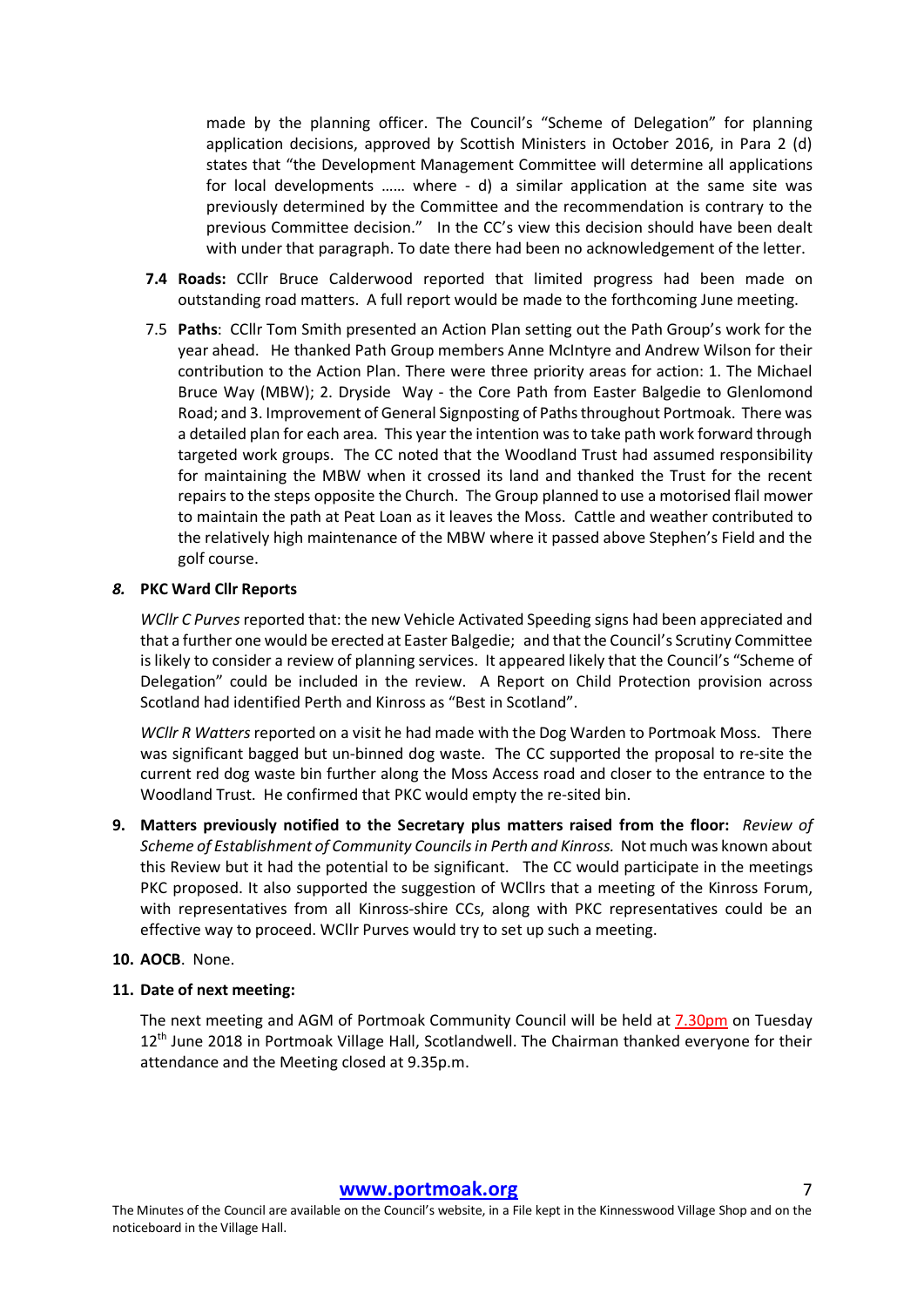made by the planning officer. The Council's "Scheme of Delegation" for planning application decisions, approved by Scottish Ministers in October 2016, in Para 2 (d) states that "the Development Management Committee will determine all applications for local developments …… where - d) a similar application at the same site was previously determined by the Committee and the recommendation is contrary to the previous Committee decision." In the CC's view this decision should have been dealt with under that paragraph. To date there had been no acknowledgement of the letter.

**7.4 Roads:** CCllr Bruce Calderwood reported that limited progress had been made on outstanding road matters. A full report would be made to the forthcoming June meeting.

7.5 **Paths**: CCllr Tom Smith presented an Action Plan setting out the Path Group's work for the year ahead. He thanked Path Group members Anne McIntyre and Andrew Wilson for their contribution to the Action Plan. There were three priority areas for action: 1. The Michael Bruce Way (MBW); 2. Dryside Way - the Core Path from Easter Balgedie to Glenlomond Road; and 3. Improvement of General Signposting of Paths throughout Portmoak. There was a detailed plan for each area. This year the intention was to take path work forward through targeted work groups. The CC noted that the Woodland Trust had assumed responsibility for maintaining the MBW when it crossed its land and thanked the Trust for the recent repairs to the steps opposite the Church. The Group planned to use a motorised flail mower to maintain the path at Peat Loan as it leaves the Moss. Cattle and weather contributed to the relatively high maintenance of the MBW where it passed above Stephen's Field and the golf course.

***8.* PKC Ward Cllr Reports**

*WCllr C Purves* reported that: the new Vehicle Activated Speeding signs had been appreciated and that a further one would be erected at Easter Balgedie; and that the Council's Scrutiny Committee is likely to consider a review of planning services. It appeared likely that the Council's "Scheme of Delegation" could be included in the review. A Report on Child Protection provision across Scotland had identified Perth and Kinross as "Best in Scotland".

*WCllr R Watters* reported on a visit he had made with the Dog Warden to Portmoak Moss. There was significant bagged but un-binned dog waste. The CC supported the proposal to re-site the current red dog waste bin further along the Moss Access road and closer to the entrance to the Woodland Trust. He confirmed that PKC would empty the re-sited bin.

**9. Matters previously notified to the Secretary plus matters raised from the floor:** *Review of Scheme of Establishment of Community Councils in Perth and Kinross.* Not much was known about this Review but it had the potential to be significant. The CC would participate in the meetings PKC proposed. It also supported the suggestion of WCllrs that a meeting of the Kinross Forum, with representatives from all Kinross-shire CCs, along with PKC representatives could be an effective way to proceed. WCllr Purves would try to set up such a meeting.

**10. AOCB**. None.

**11. Date of next meeting:**

The next meeting and AGM of Portmoak Community Council will be held at 7.30pm on Tuesday 12th June 2018 in Portmoak Village Hall, Scotlandwell. The Chairman thanked everyone for their attendance and the Meeting closed at 9.35p.m.

**www.portmoak.org**

The Minutes of the Council are available on the Council's website, in a File kept in the Kinnesswood Village Shop and on the noticeboard in the Village Hall.